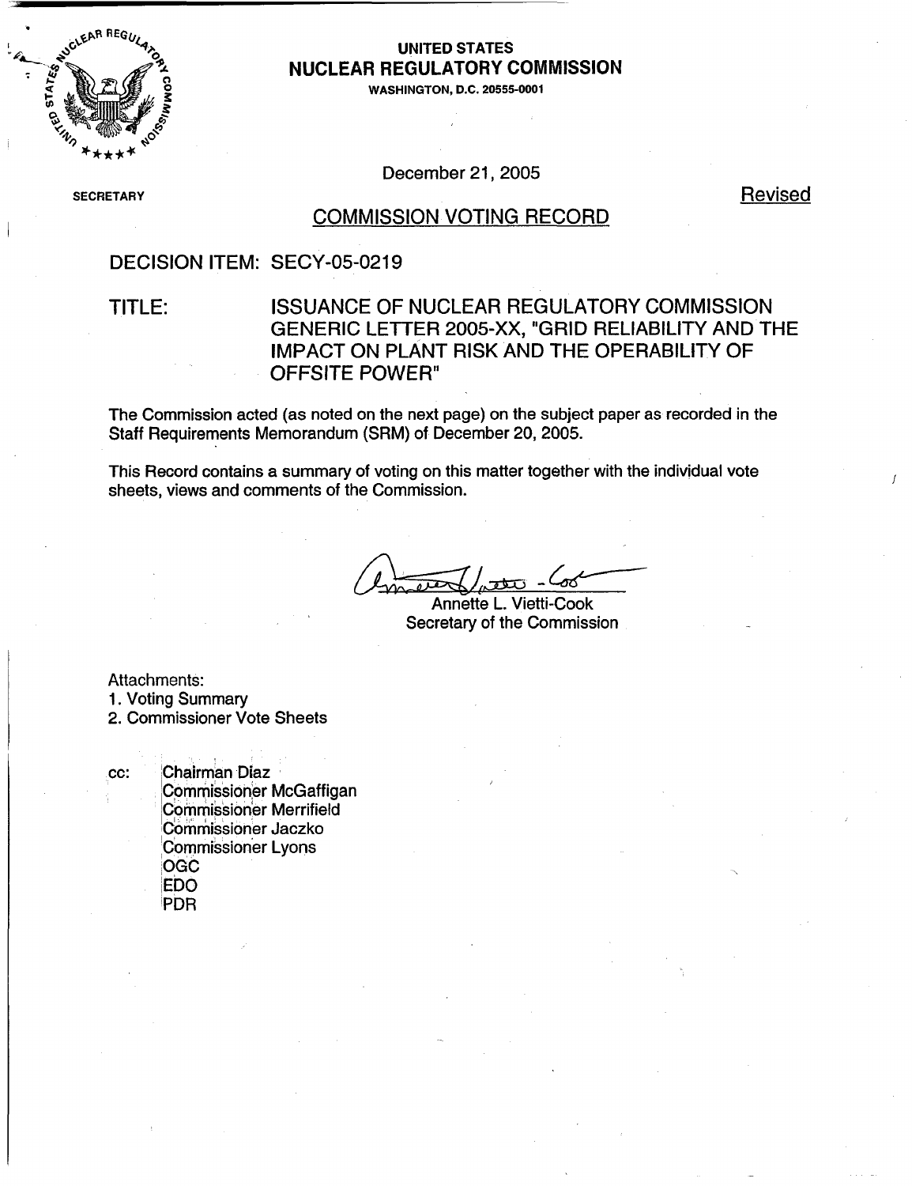UNITED STATES
**NUCLEAR REGULATORY COMMISSION**
WASHINGTON, D.C. 20555-0001

SECRETARY

December 21, 2005

Revised

## COMMISSION VOTING RECORD

DECISION ITEM: SECY-05-0219

TITLE: ISSUANCE OF NUCLEAR REGULATORY COMMISSION GENERIC LETTER 2005-XX, "GRID RELIABILITY AND THE IMPACT ON PLANT RISK AND THE OPERABILITY OF OFFSITE POWER"

The Commission acted (as noted on the next page) on the subject paper as recorded in the Staff Requirements Memorandum (SRM) of December 20, 2005.

This Record contains a summary of voting on this matter together with the individual vote sheets, views and comments of the Commission.

Annette L. Vietti-Cook
Secretary of the Commission

Attachments:
1. Voting Summary
2. Commissioner Vote Sheets

cc: Chairman Diaz
Commissioner McGaffigan
Commissioner Merrifield
Commissioner Jaczko
Commissioner Lyons
OGC
EDO
PDR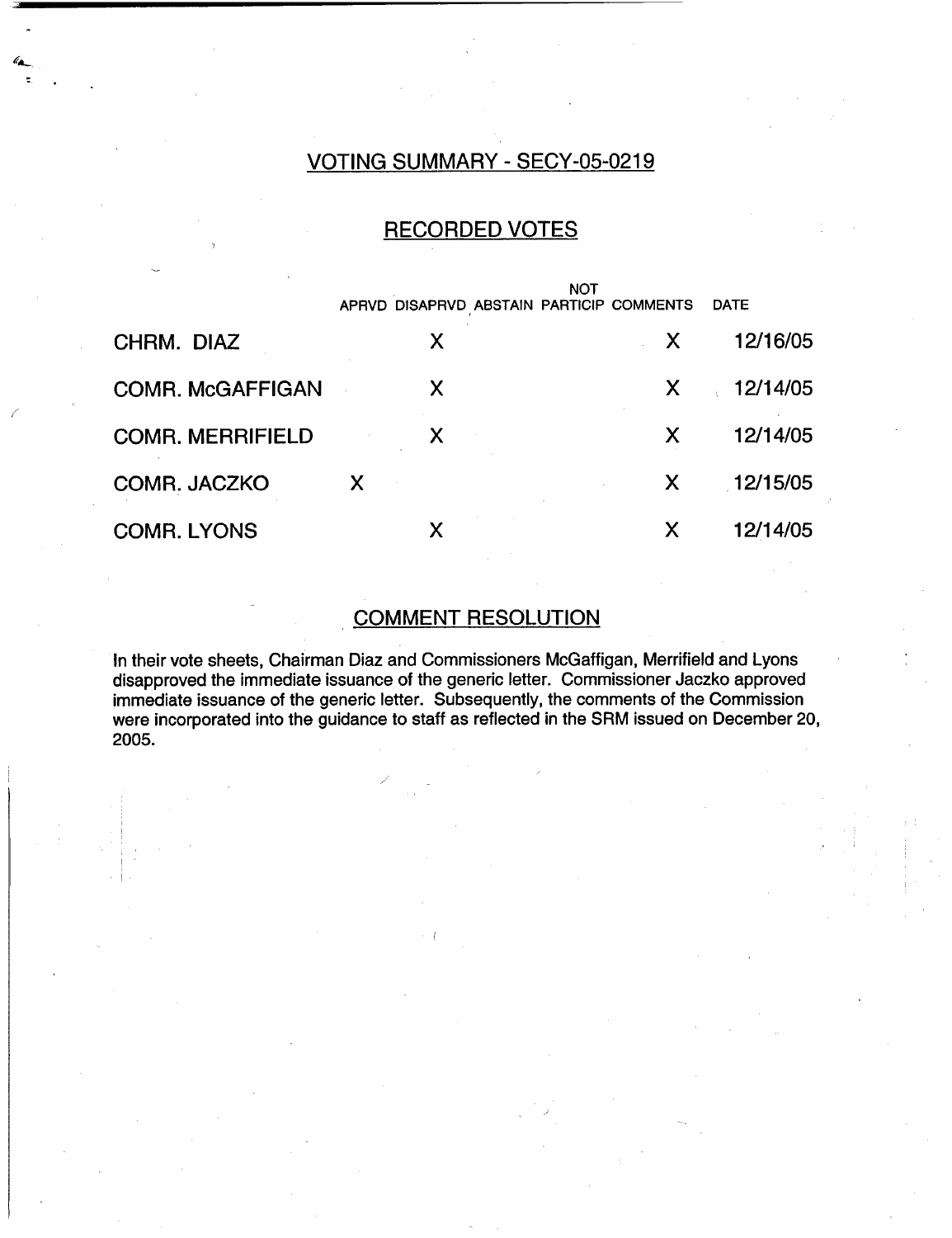## VOTING SUMMARY - SECY-05-0219

## RECORDED VOTES

| | APRVD | DISAPRVD | ABSTAIN | NOT PARTICIP | COMMENTS | DATE |
|---|---|---|---|---|---|---|
| CHRM. DIAZ | | X | | | X | 12/16/05 |
| COMR. McGAFFIGAN | | X | | | X | 12/14/05 |
| COMR. MERRIFIELD | | X | | | X | 12/14/05 |
| COMR. JACZKO | X | | | | X | 12/15/05 |
| COMR. LYONS | | X | | | X | 12/14/05 |

## COMMENT RESOLUTION

In their vote sheets, Chairman Diaz and Commissioners McGaffigan, Merrifield and Lyons disapproved the immediate issuance of the generic letter. Commissioner Jaczko approved immediate issuance of the generic letter. Subsequently, the comments of the Commission were incorporated into the guidance to staff as reflected in the SRM issued on December 20, 2005.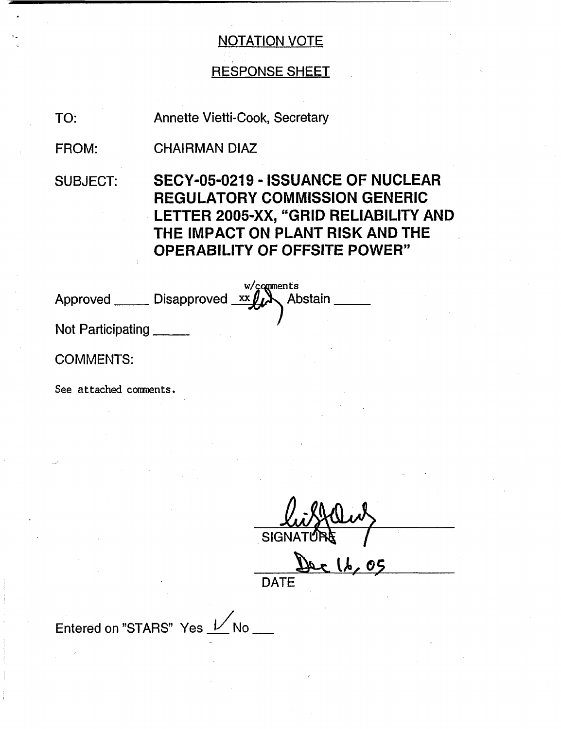NOTATION VOTE

RESPONSE SHEET

TO: Annette Vietti-Cook, Secretary

FROM: CHAIRMAN DIAZ

SUBJECT: **SECY-05-0219 - ISSUANCE OF NUCLEAR REGULATORY COMMISSION GENERIC LETTER 2005-XX, "GRID RELIABILITY AND THE IMPACT ON PLANT RISK AND THE OPERABILITY OF OFFSITE POWER"**

Approved _____ Disapproved xx w/comments Abstain _____

Not Participating _____

COMMENTS:

See attached comments.

SIGNATURE

Dec 16, 05

DATE

Entered on "STARS" Yes ✓ No ___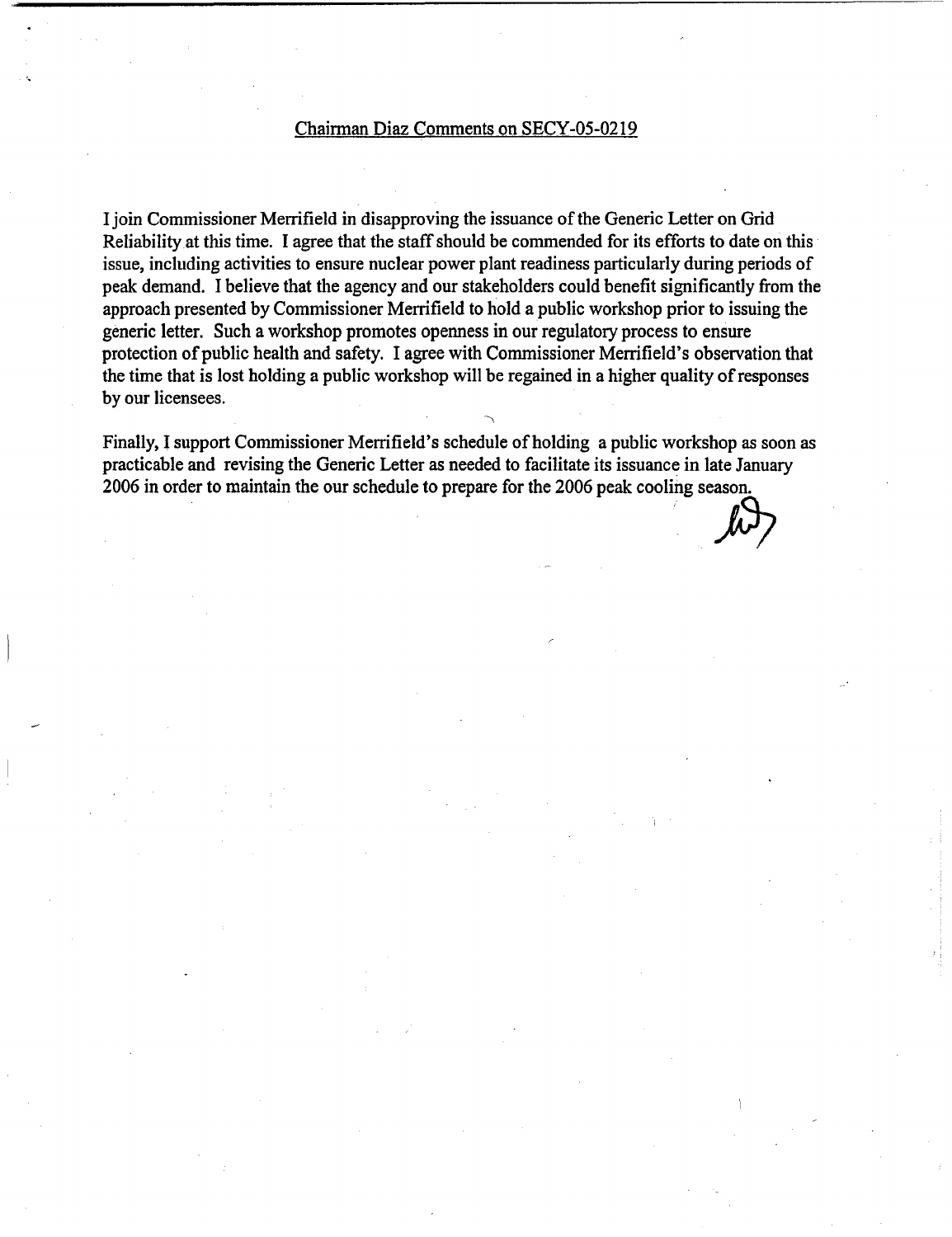Chairman Diaz Comments on SECY-05-0219

I join Commissioner Merrifield in disapproving the issuance of the Generic Letter on Grid Reliability at this time. I agree that the staff should be commended for its efforts to date on this issue, including activities to ensure nuclear power plant readiness particularly during periods of peak demand. I believe that the agency and our stakeholders could benefit significantly from the approach presented by Commissioner Merrifield to hold a public workshop prior to issuing the generic letter. Such a workshop promotes openness in our regulatory process to ensure protection of public health and safety. I agree with Commissioner Merrifield's observation that the time that is lost holding a public workshop will be regained in a higher quality of responses by our licensees.

Finally, I support Commissioner Merrifield's schedule of holding a public workshop as soon as practicable and revising the Generic Letter as needed to facilitate its issuance in late January 2006 in order to maintain the our schedule to prepare for the 2006 peak cooling season.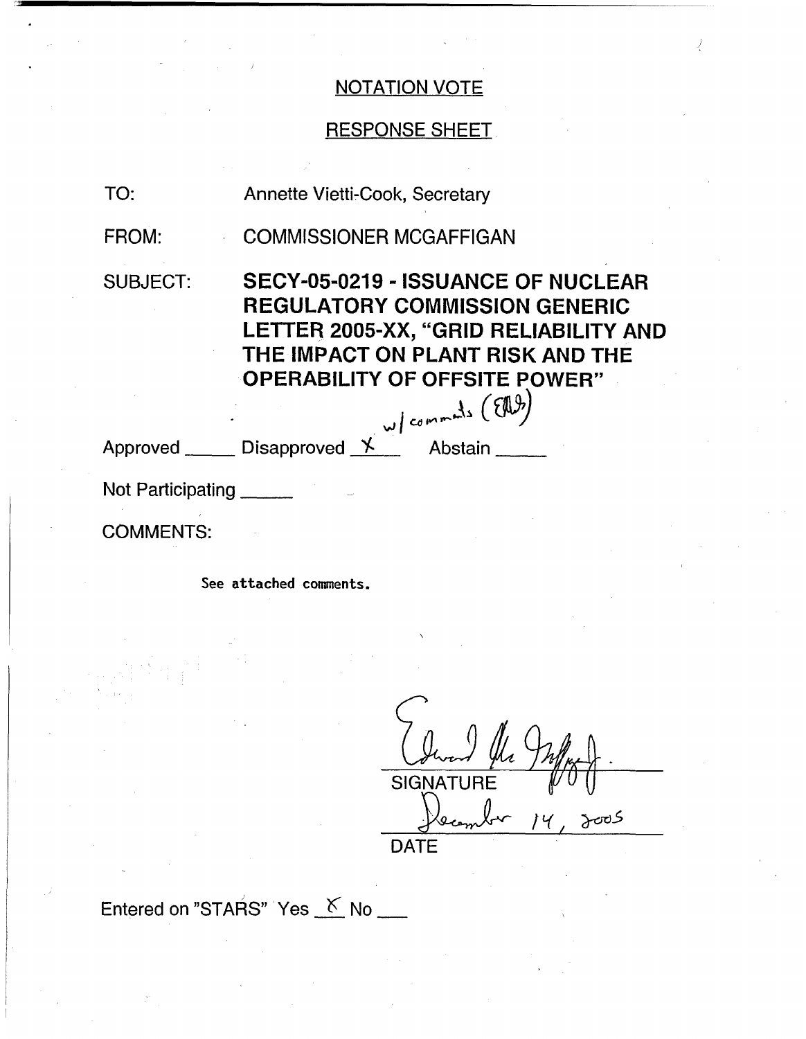## NOTATION VOTE

## RESPONSE SHEET

TO: Annette Vietti-Cook, Secretary

FROM: COMMISSIONER MCGAFFIGAN

SUBJECT: **SECY-05-0219 - ISSUANCE OF NUCLEAR REGULATORY COMMISSION GENERIC LETTER 2005-XX, "GRID RELIABILITY AND THE IMPACT ON PLANT RISK AND THE OPERABILITY OF OFFSITE POWER"**

w/ comments (EMcG)

Approved _____ Disapproved X Abstain _____

Not Participating _____

COMMENTS:

See attached comments.

SIGNATURE

December 14, 2005

DATE

Entered on "STARS" Yes X No ___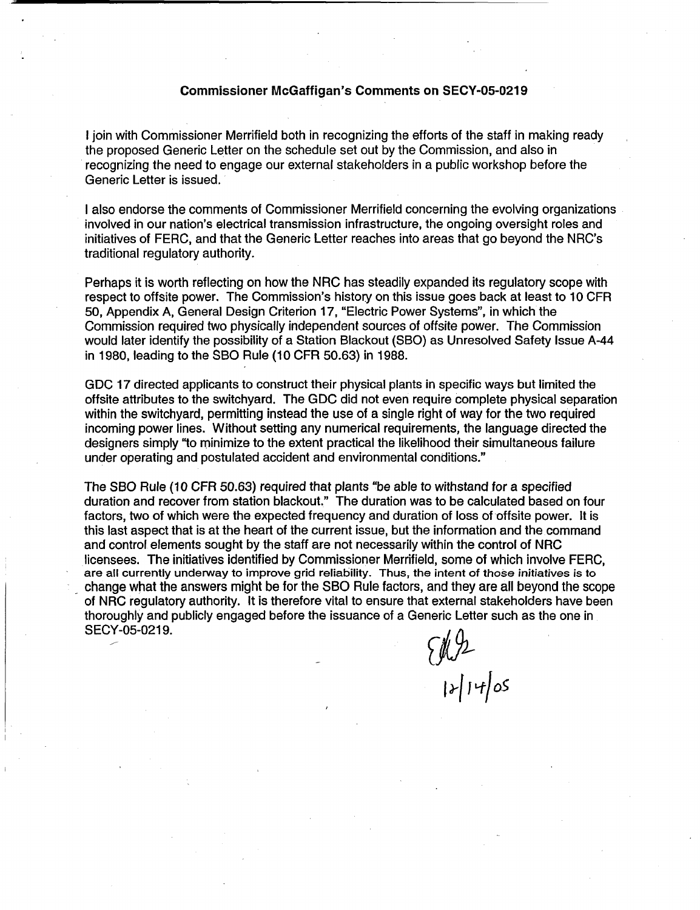# Commissioner McGaffigan's Comments on SECY-05-0219

I join with Commissioner Merrifield both in recognizing the efforts of the staff in making ready the proposed Generic Letter on the schedule set out by the Commission, and also in recognizing the need to engage our external stakeholders in a public workshop before the Generic Letter is issued.

I also endorse the comments of Commissioner Merrifield concerning the evolving organizations involved in our nation's electrical transmission infrastructure, the ongoing oversight roles and initiatives of FERC, and that the Generic Letter reaches into areas that go beyond the NRC's traditional regulatory authority.

Perhaps it is worth reflecting on how the NRC has steadily expanded its regulatory scope with respect to offsite power. The Commission's history on this issue goes back at least to 10 CFR 50, Appendix A, General Design Criterion 17, "Electric Power Systems", in which the Commission required two physically independent sources of offsite power. The Commission would later identify the possibility of a Station Blackout (SBO) as Unresolved Safety Issue A-44 in 1980, leading to the SBO Rule (10 CFR 50.63) in 1988.

GDC 17 directed applicants to construct their physical plants in specific ways but limited the offsite attributes to the switchyard. The GDC did not even require complete physical separation within the switchyard, permitting instead the use of a single right of way for the two required incoming power lines. Without setting any numerical requirements, the language directed the designers simply "to minimize to the extent practical the likelihood their simultaneous failure under operating and postulated accident and environmental conditions."

The SBO Rule (10 CFR 50.63) required that plants "be able to withstand for a specified duration and recover from station blackout." The duration was to be calculated based on four factors, two of which were the expected frequency and duration of loss of offsite power. It is this last aspect that is at the heart of the current issue, but the information and the command and control elements sought by the staff are not necessarily within the control of NRC licensees. The initiatives identified by Commissioner Merrifield, some of which involve FERC, are all currently underway to improve grid reliability. Thus, the intent of those initiatives is to change what the answers might be for the SBO Rule factors, and they are all beyond the scope of NRC regulatory authority. It is therefore vital to ensure that external stakeholders have been thoroughly and publicly engaged before the issuance of a Generic Letter such as the one in SECY-05-0219.

EMcG
12/14/05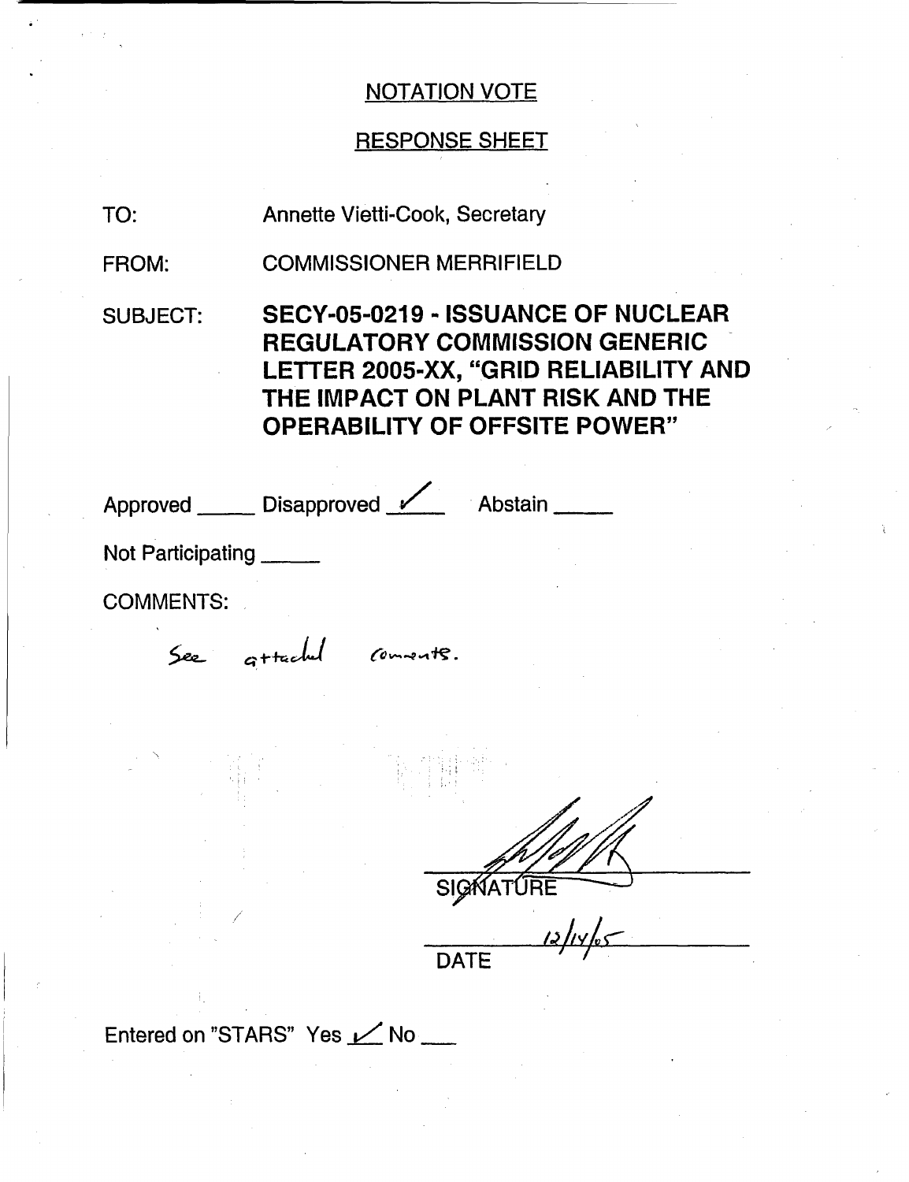NOTATION VOTE

RESPONSE SHEET

TO: Annette Vietti-Cook, Secretary

FROM: COMMISSIONER MERRIFIELD

SUBJECT: **SECY-05-0219 - ISSUANCE OF NUCLEAR REGULATORY COMMISSION GENERIC LETTER 2005-XX, "GRID RELIABILITY AND THE IMPACT ON PLANT RISK AND THE OPERABILITY OF OFFSITE POWER"**

Approved _____ Disapproved ✓ Abstain _____

Not Participating _____

COMMENTS:

See attached comments.

SIGNATURE

12/14/05

DATE

Entered on "STARS" Yes ✓ No ___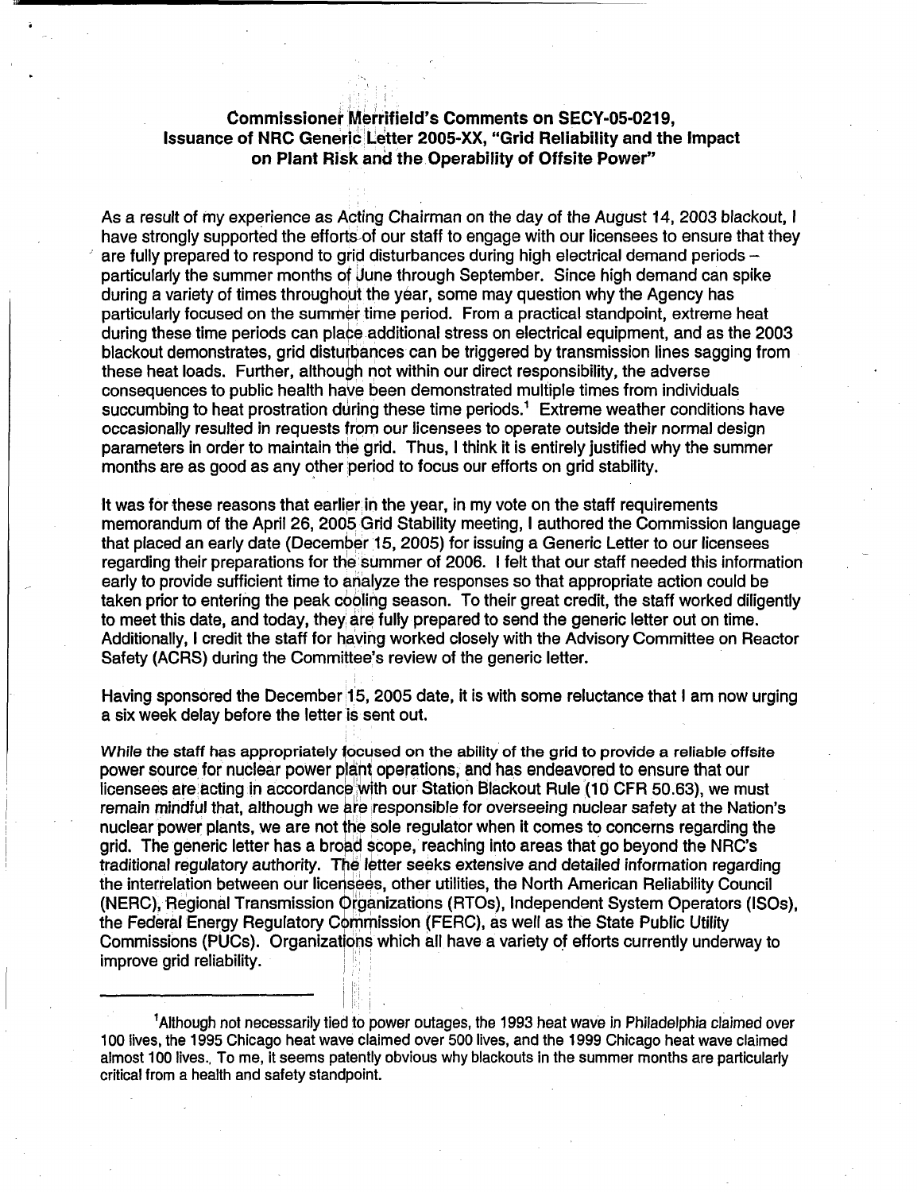## Commissioner Merrifield's Comments on SECY-05-0219, Issuance of NRC Generic Letter 2005-XX, "Grid Reliability and the Impact on Plant Risk and the Operability of Offsite Power"

As a result of my experience as Acting Chairman on the day of the August 14, 2003 blackout, I have strongly supported the efforts of our staff to engage with our licensees to ensure that they are fully prepared to respond to grid disturbances during high electrical demand periods – particularly the summer months of June through September. Since high demand can spike during a variety of times throughout the year, some may question why the Agency has particularly focused on the summer time period. From a practical standpoint, extreme heat during these time periods can place additional stress on electrical equipment, and as the 2003 blackout demonstrates, grid disturbances can be triggered by transmission lines sagging from these heat loads. Further, although not within our direct responsibility, the adverse consequences to public health have been demonstrated multiple times from individuals succumbing to heat prostration during these time periods.[1] Extreme weather conditions have occasionally resulted in requests from our licensees to operate outside their normal design parameters in order to maintain the grid. Thus, I think it is entirely justified why the summer months are as good as any other period to focus our efforts on grid stability.

It was for these reasons that earlier in the year, in my vote on the staff requirements memorandum of the April 26, 2005 Grid Stability meeting, I authored the Commission language that placed an early date (December 15, 2005) for issuing a Generic Letter to our licensees regarding their preparations for the summer of 2006. I felt that our staff needed this information early to provide sufficient time to analyze the responses so that appropriate action could be taken prior to entering the peak cooling season. To their great credit, the staff worked diligently to meet this date, and today, they are fully prepared to send the generic letter out on time. Additionally, I credit the staff for having worked closely with the Advisory Committee on Reactor Safety (ACRS) during the Committee's review of the generic letter.

Having sponsored the December 15, 2005 date, it is with some reluctance that I am now urging a six week delay before the letter is sent out.

While the staff has appropriately focused on the ability of the grid to provide a reliable offsite power source for nuclear power plant operations, and has endeavored to ensure that our licensees are acting in accordance with our Station Blackout Rule (10 CFR 50.63), we must remain mindful that, although we are responsible for overseeing nuclear safety at the Nation's nuclear power plants, we are not the sole regulator when it comes to concerns regarding the grid. The generic letter has a broad scope, reaching into areas that go beyond the NRC's traditional regulatory authority. The letter seeks extensive and detailed information regarding the interrelation between our licensees, other utilities, the North American Reliability Council (NERC), Regional Transmission Organizations (RTOs), Independent System Operators (ISOs), the Federal Energy Regulatory Commission (FERC), as well as the State Public Utility Commissions (PUCs). Organizations which all have a variety of efforts currently underway to improve grid reliability.

---

[1] Although not necessarily tied to power outages, the 1993 heat wave in Philadelphia claimed over 100 lives, the 1995 Chicago heat wave claimed over 500 lives, and the 1999 Chicago heat wave claimed almost 100 lives. To me, it seems patently obvious why blackouts in the summer months are particularly critical from a health and safety standpoint.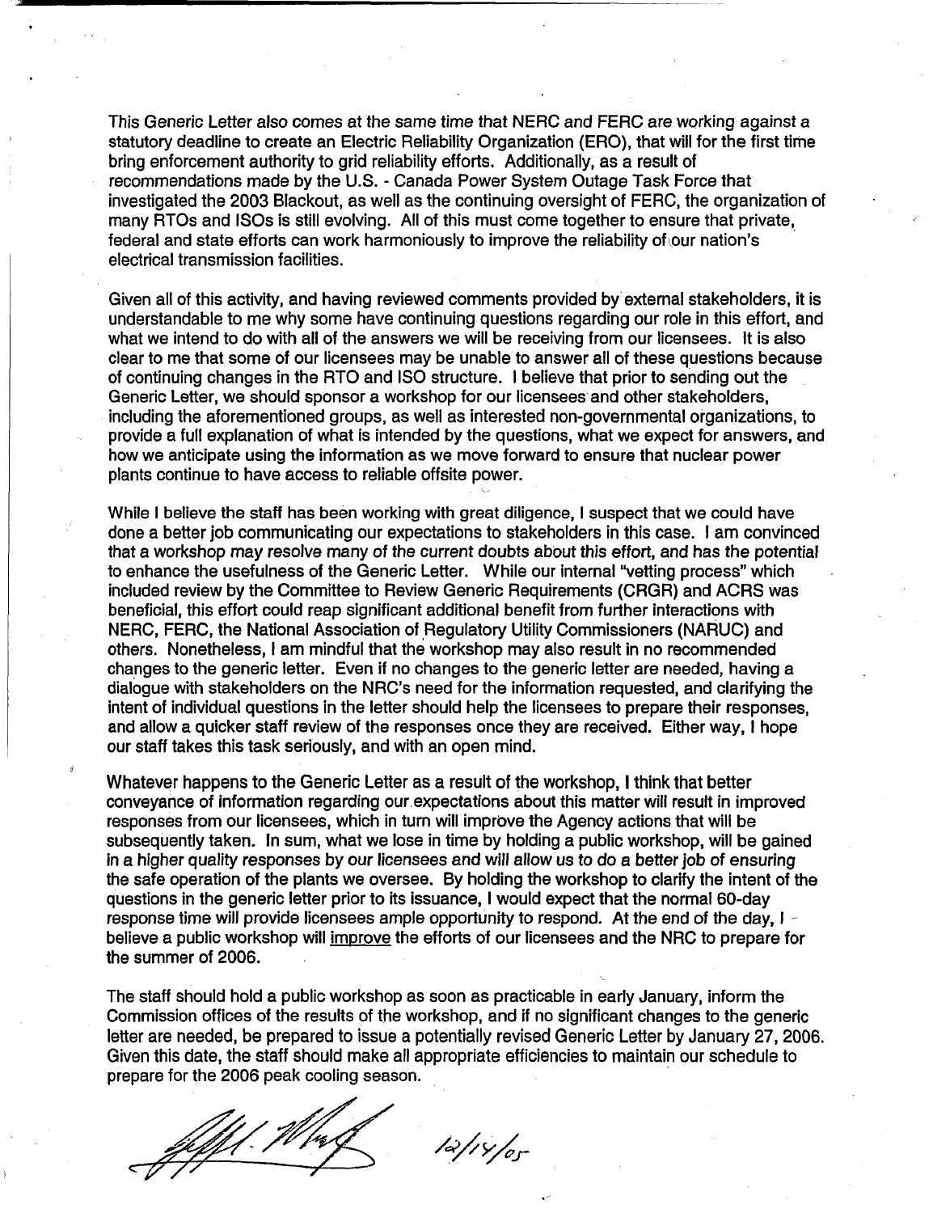This Generic Letter also comes at the same time that NERC and FERC are working against a statutory deadline to create an Electric Reliability Organization (ERO), that will for the first time bring enforcement authority to grid reliability efforts. Additionally, as a result of recommendations made by the U.S. - Canada Power System Outage Task Force that investigated the 2003 Blackout, as well as the continuing oversight of FERC, the organization of many RTOs and ISOs is still evolving. All of this must come together to ensure that private, federal and state efforts can work harmoniously to improve the reliability of our nation's electrical transmission facilities.

Given all of this activity, and having reviewed comments provided by external stakeholders, it is understandable to me why some have continuing questions regarding our role in this effort, and what we intend to do with all of the answers we will be receiving from our licensees. It is also clear to me that some of our licensees may be unable to answer all of these questions because of continuing changes in the RTO and ISO structure. I believe that prior to sending out the Generic Letter, we should sponsor a workshop for our licensees and other stakeholders, including the aforementioned groups, as well as interested non-governmental organizations, to provide a full explanation of what is intended by the questions, what we expect for answers, and how we anticipate using the information as we move forward to ensure that nuclear power plants continue to have access to reliable offsite power.

While I believe the staff has been working with great diligence, I suspect that we could have done a better job communicating our expectations to stakeholders in this case. I am convinced that a workshop may resolve many of the current doubts about this effort, and has the potential to enhance the usefulness of the Generic Letter. While our internal "vetting process" which included review by the Committee to Review Generic Requirements (CRGR) and ACRS was beneficial, this effort could reap significant additional benefit from further interactions with NERC, FERC, the National Association of Regulatory Utility Commissioners (NARUC) and others. Nonetheless, I am mindful that the workshop may also result in no recommended changes to the generic letter. Even if no changes to the generic letter are needed, having a dialogue with stakeholders on the NRC's need for the information requested, and clarifying the intent of individual questions in the letter should help the licensees to prepare their responses, and allow a quicker staff review of the responses once they are received. Either way, I hope our staff takes this task seriously, and with an open mind.

Whatever happens to the Generic Letter as a result of the workshop, I think that better conveyance of information regarding our expectations about this matter will result in improved responses from our licensees, which in turn will improve the Agency actions that will be subsequently taken. In sum, what we lose in time by holding a public workshop, will be gained in a higher quality responses by our licensees and will allow us to do a better job of ensuring the safe operation of the plants we oversee. By holding the workshop to clarify the intent of the questions in the generic letter prior to its issuance, I would expect that the normal 60-day response time will provide licensees ample opportunity to respond. At the end of the day, I believe a public workshop will <u>improve</u> the efforts of our licensees and the NRC to prepare for the summer of 2006.

The staff should hold a public workshop as soon as practicable in early January, inform the Commission offices of the results of the workshop, and if no significant changes to the generic letter are needed, be prepared to issue a potentially revised Generic Letter by January 27, 2006. Given this date, the staff should make all appropriate efficiencies to maintain our schedule to prepare for the 2006 peak cooling season.

12/14/05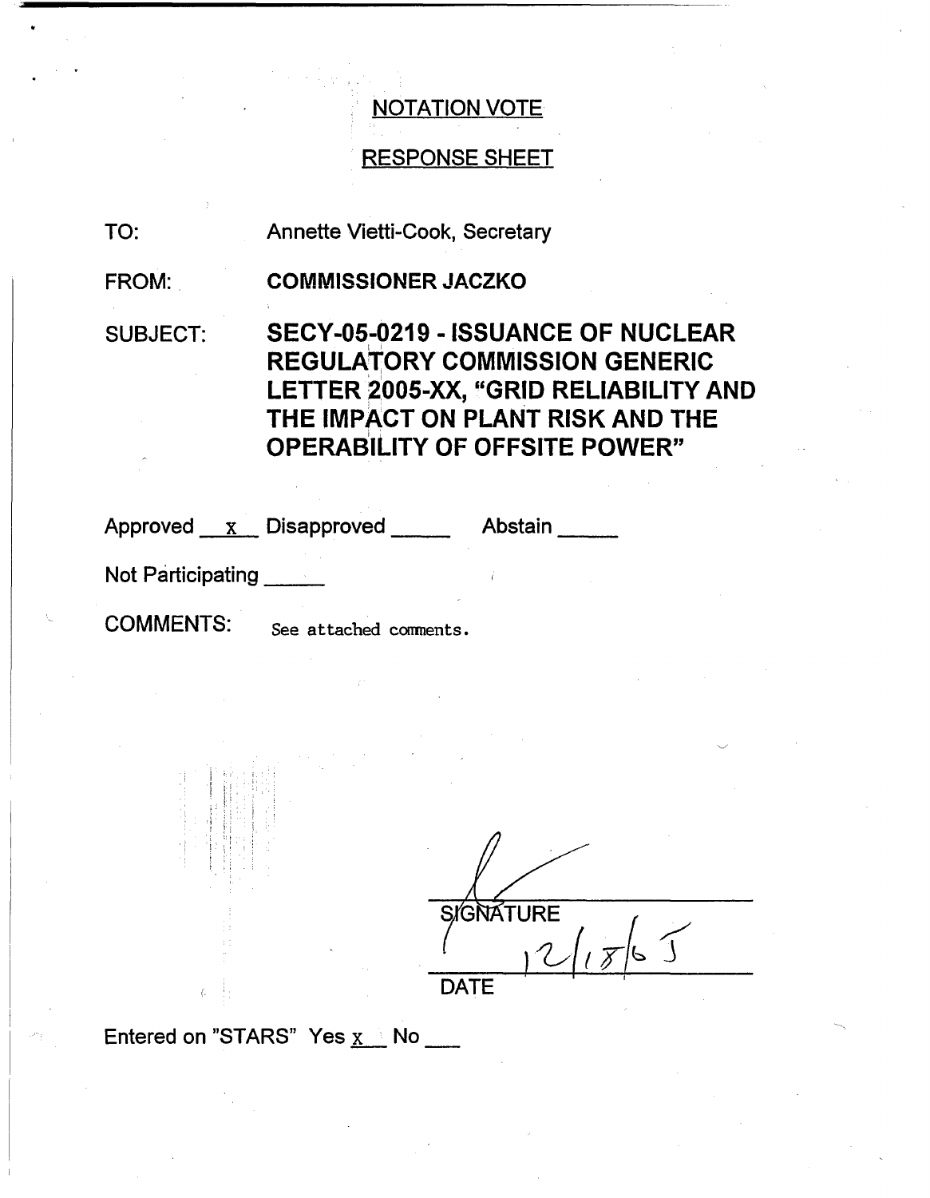## NOTATION VOTE

## RESPONSE SHEET

TO: Annette Vietti-Cook, Secretary

FROM: **COMMISSIONER JACZKO**

SUBJECT: **SECY-05-0219 - ISSUANCE OF NUCLEAR REGULATORY COMMISSION GENERIC LETTER 2005-XX, "GRID RELIABILITY AND THE IMPACT ON PLANT RISK AND THE OPERABILITY OF OFFSITE POWER"**

Approved __x__ Disapproved _____ Abstain _____

Not Participating _____

COMMENTS: See attached comments.

SIGNATURE

12/18/05

DATE

Entered on "STARS" Yes x No ___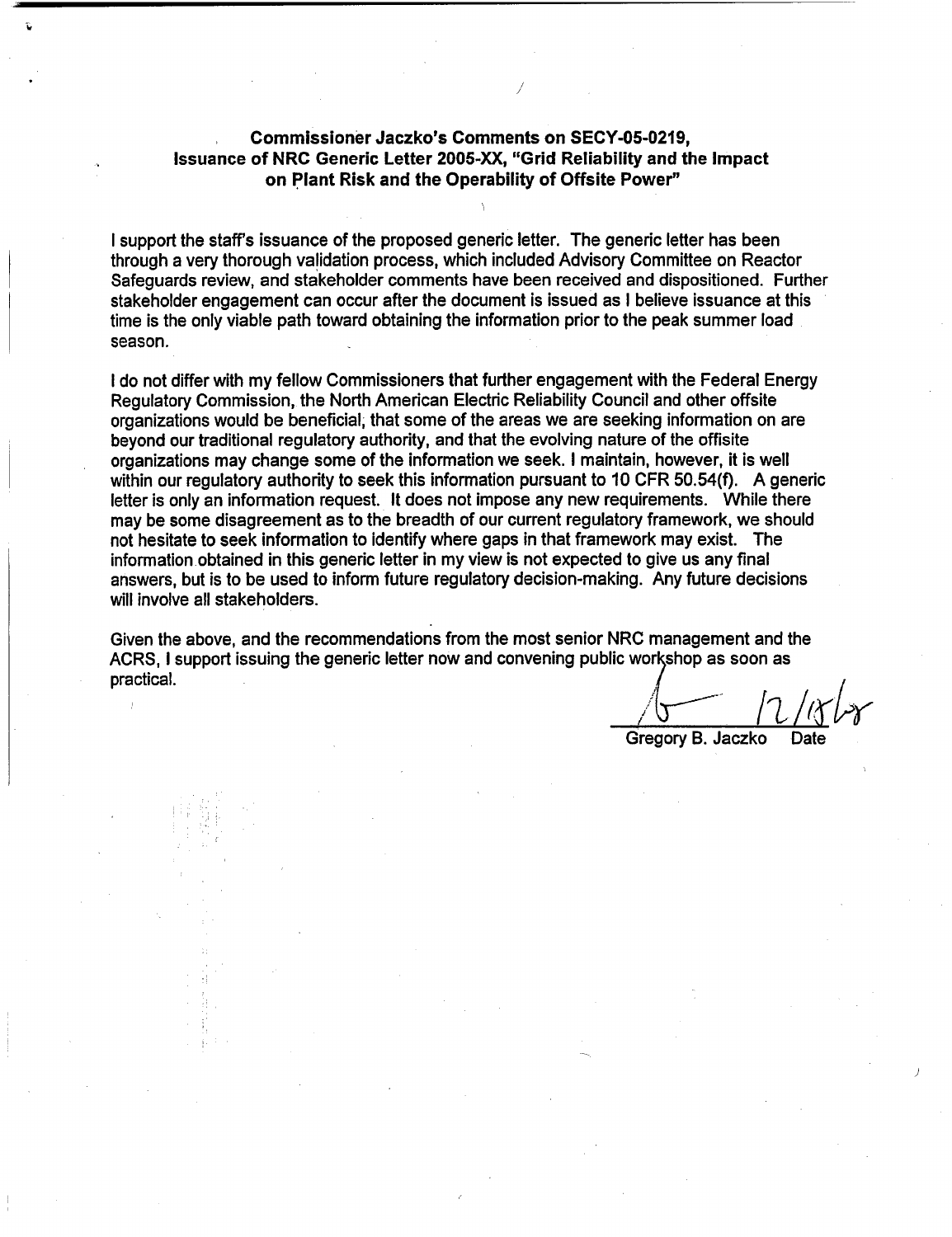## Commissioner Jaczko's Comments on SECY-05-0219, Issuance of NRC Generic Letter 2005-XX, "Grid Reliability and the Impact on Plant Risk and the Operability of Offsite Power"

I support the staff's issuance of the proposed generic letter. The generic letter has been through a very thorough validation process, which included Advisory Committee on Reactor Safeguards review, and stakeholder comments have been received and dispositioned. Further stakeholder engagement can occur after the document is issued as I believe issuance at this time is the only viable path toward obtaining the information prior to the peak summer load season.

I do not differ with my fellow Commissioners that further engagement with the Federal Energy Regulatory Commission, the North American Electric Reliability Council and other offsite organizations would be beneficial, that some of the areas we are seeking information on are beyond our traditional regulatory authority, and that the evolving nature of the offsite organizations may change some of the information we seek. I maintain, however, it is well within our regulatory authority to seek this information pursuant to 10 CFR 50.54(f). A generic letter is only an information request. It does not impose any new requirements. While there may be some disagreement as to the breadth of our current regulatory framework, we should not hesitate to seek information to identify where gaps in that framework may exist. The information obtained in this generic letter in my view is not expected to give us any final answers, but is to be used to inform future regulatory decision-making. Any future decisions will involve all stakeholders.

Given the above, and the recommendations from the most senior NRC management and the ACRS, I support issuing the generic letter now and convening public workshop as soon as practical.

Gregory B. Jaczko &emsp; Date: 12/15/05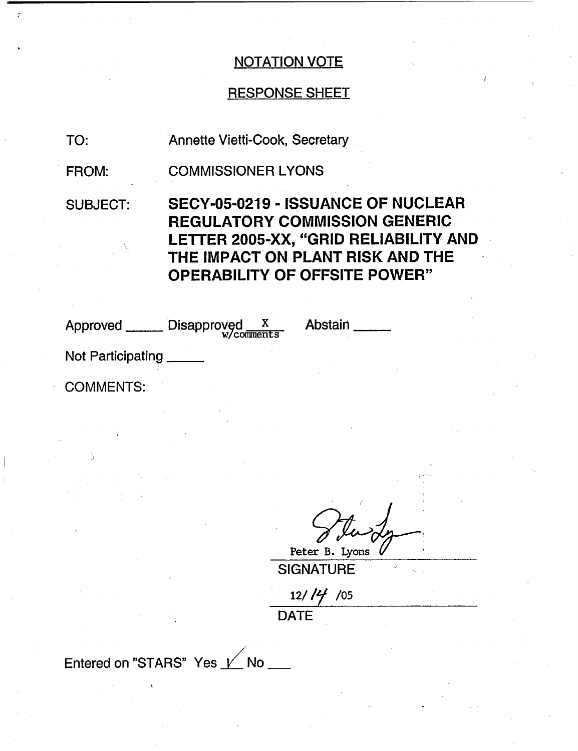NOTATION VOTE

RESPONSE SHEET

TO: Annette Vietti-Cook, Secretary

FROM: COMMISSIONER LYONS

SUBJECT: **SECY-05-0219 - ISSUANCE OF NUCLEAR REGULATORY COMMISSION GENERIC LETTER 2005-XX, "GRID RELIABILITY AND THE IMPACT ON PLANT RISK AND THE OPERABILITY OF OFFSITE POWER"**

Approved \_\_\_\_\_ Disapproved X w/comments Abstain \_\_\_\_\_

Not Participating \_\_\_\_\_

COMMENTS:

Peter B. Lyons

SIGNATURE

12/14/05

DATE

Entered on "STARS" Yes ✓ No \_\_\_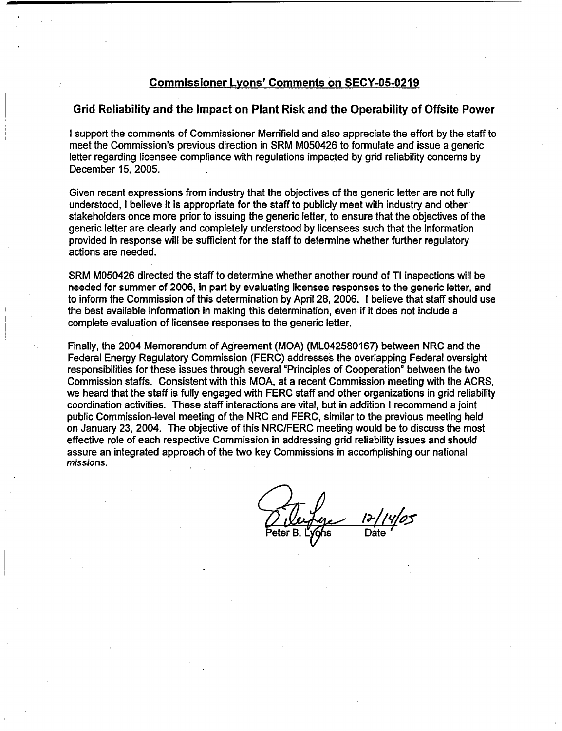## Commissioner Lyons' Comments on SECY-05-0219

## Grid Reliability and the Impact on Plant Risk and the Operability of Offsite Power

I support the comments of Commissioner Merrifield and also appreciate the effort by the staff to meet the Commission's previous direction in SRM M050426 to formulate and issue a generic letter regarding licensee compliance with regulations impacted by grid reliability concerns by December 15, 2005.

Given recent expressions from industry that the objectives of the generic letter are not fully understood, I believe it is appropriate for the staff to publicly meet with industry and other stakeholders once more prior to issuing the generic letter, to ensure that the objectives of the generic letter are clearly and completely understood by licensees such that the information provided in response will be sufficient for the staff to determine whether further regulatory actions are needed.

SRM M050426 directed the staff to determine whether another round of TI inspections will be needed for summer of 2006, in part by evaluating licensee responses to the generic letter, and to inform the Commission of this determination by April 28, 2006. I believe that staff should use the best available information in making this determination, even if it does not include a complete evaluation of licensee responses to the generic letter.

Finally, the 2004 Memorandum of Agreement (MOA) (ML042580167) between NRC and the Federal Energy Regulatory Commission (FERC) addresses the overlapping Federal oversight responsibilities for these issues through several "Principles of Cooperation" between the two Commission staffs. Consistent with this MOA, at a recent Commission meeting with the ACRS, we heard that the staff is fully engaged with FERC staff and other organizations in grid reliability coordination activities. These staff interactions are vital, but in addition I recommend a joint public Commission-level meeting of the NRC and FERC, similar to the previous meeting held on January 23, 2004. The objective of this NRC/FERC meeting would be to discuss the most effective role of each respective Commission in addressing grid reliability issues and should assure an integrated approach of the two key Commissions in accomplishing our national missions.

Peter B. Lyons 12/14/05

Date